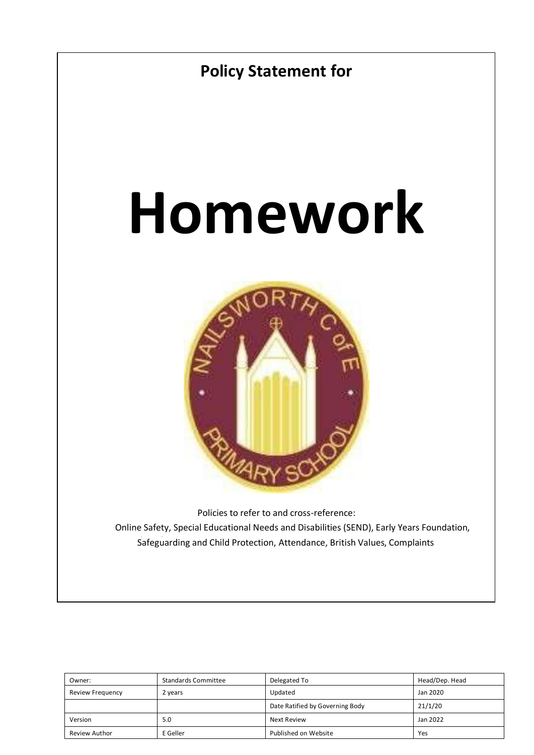**Policy Statement for**

# Homework

Policies to refer to and cross-reference:
Online Safety, Special Educational Needs and Disabilities (SEND), Early Years Foundation, Safeguarding and Child Protection, Attendance, British Values, Complaints

| Owner: | Standards Committee | Delegated To | Head/Dep. Head |
|---|---|---|---|
| Review Frequency | 2 years | Updated | Jan 2020 |
| | | Date Ratified by Governing Body | 21/1/20 |
| Version | 5.0 | Next Review | Jan 2022 |
| Review Author | E Geller | Published on Website | Yes |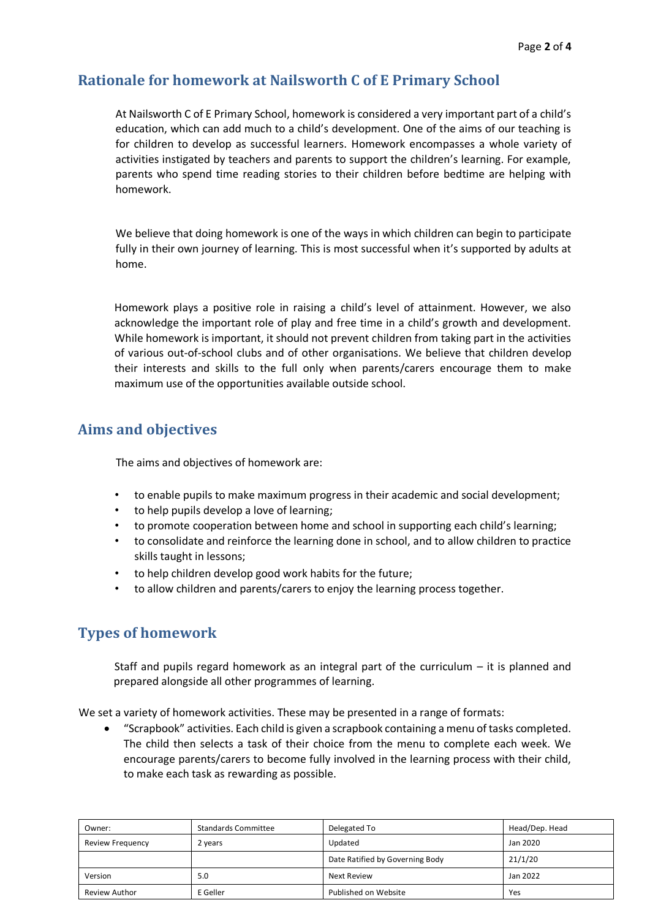## Rationale for homework at Nailsworth C of E Primary School

At Nailsworth C of E Primary School, homework is considered a very important part of a child's education, which can add much to a child's development. One of the aims of our teaching is for children to develop as successful learners. Homework encompasses a whole variety of activities instigated by teachers and parents to support the children's learning. For example, parents who spend time reading stories to their children before bedtime are helping with homework.

We believe that doing homework is one of the ways in which children can begin to participate fully in their own journey of learning. This is most successful when it's supported by adults at home.

Homework plays a positive role in raising a child's level of attainment. However, we also acknowledge the important role of play and free time in a child's growth and development. While homework is important, it should not prevent children from taking part in the activities of various out-of-school clubs and of other organisations. We believe that children develop their interests and skills to the full only when parents/carers encourage them to make maximum use of the opportunities available outside school.

## Aims and objectives

The aims and objectives of homework are:

- to enable pupils to make maximum progress in their academic and social development;
- to help pupils develop a love of learning;
- to promote cooperation between home and school in supporting each child's learning;
- to consolidate and reinforce the learning done in school, and to allow children to practice skills taught in lessons;
- to help children develop good work habits for the future;
- to allow children and parents/carers to enjoy the learning process together.

## Types of homework

Staff and pupils regard homework as an integral part of the curriculum – it is planned and prepared alongside all other programmes of learning.

We set a variety of homework activities. These may be presented in a range of formats:

- "Scrapbook" activities. Each child is given a scrapbook containing a menu of tasks completed. The child then selects a task of their choice from the menu to complete each week. We encourage parents/carers to become fully involved in the learning process with their child, to make each task as rewarding as possible.

| Owner: | Standards Committee | Delegated To | Head/Dep. Head |
|---|---|---|---|
| Review Frequency | 2 years | Updated | Jan 2020 |
| | | Date Ratified by Governing Body | 21/1/20 |
| Version | 5.0 | Next Review | Jan 2022 |
| Review Author | E Geller | Published on Website | Yes |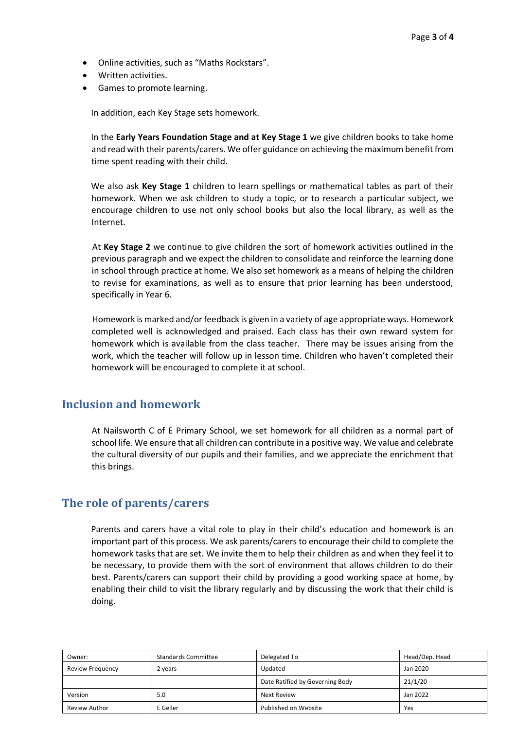- Online activities, such as “Maths Rockstars”.
- Written activities.
- Games to promote learning.

In addition, each Key Stage sets homework.

In the **Early Years Foundation Stage and at Key Stage 1** we give children books to take home and read with their parents/carers. We offer guidance on achieving the maximum benefit from time spent reading with their child.

We also ask **Key Stage 1** children to learn spellings or mathematical tables as part of their homework. When we ask children to study a topic, or to research a particular subject, we encourage children to use not only school books but also the local library, as well as the Internet.

At **Key Stage 2** we continue to give children the sort of homework activities outlined in the previous paragraph and we expect the children to consolidate and reinforce the learning done in school through practice at home. We also set homework as a means of helping the children to revise for examinations, as well as to ensure that prior learning has been understood, specifically in Year 6.

Homework is marked and/or feedback is given in a variety of age appropriate ways. Homework completed well is acknowledged and praised. Each class has their own reward system for homework which is available from the class teacher. There may be issues arising from the work, which the teacher will follow up in lesson time. Children who haven’t completed their homework will be encouraged to complete it at school.

## Inclusion and homework

At Nailsworth C of E Primary School, we set homework for all children as a normal part of school life. We ensure that all children can contribute in a positive way. We value and celebrate the cultural diversity of our pupils and their families, and we appreciate the enrichment that this brings.

## The role of parents/carers

Parents and carers have a vital role to play in their child’s education and homework is an important part of this process. We ask parents/carers to encourage their child to complete the homework tasks that are set. We invite them to help their children as and when they feel it to be necessary, to provide them with the sort of environment that allows children to do their best. Parents/carers can support their child by providing a good working space at home, by enabling their child to visit the library regularly and by discussing the work that their child is doing.

| Owner: | Standards Committee | Delegated To | Head/Dep. Head |
|---|---|---|---|
| Review Frequency | 2 years | Updated | Jan 2020 |
| | | Date Ratified by Governing Body | 21/1/20 |
| Version | 5.0 | Next Review | Jan 2022 |
| Review Author | E Geller | Published on Website | Yes |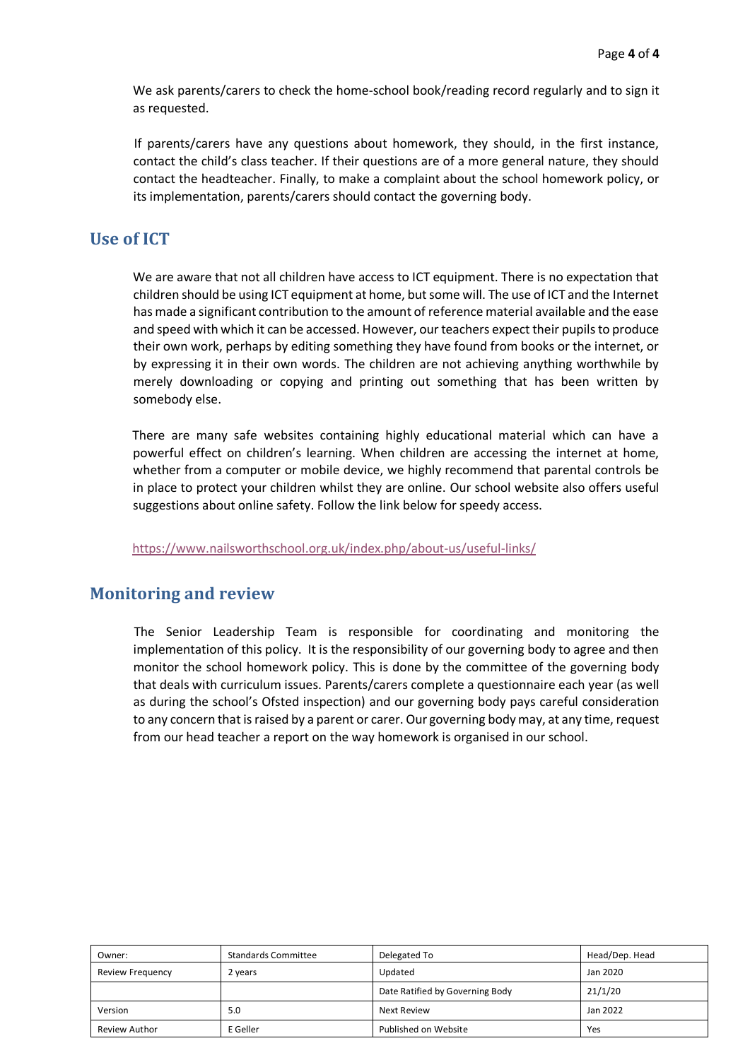We ask parents/carers to check the home-school book/reading record regularly and to sign it as requested.

If parents/carers have any questions about homework, they should, in the first instance, contact the child's class teacher. If their questions are of a more general nature, they should contact the headteacher. Finally, to make a complaint about the school homework policy, or its implementation, parents/carers should contact the governing body.

## Use of ICT

We are aware that not all children have access to ICT equipment. There is no expectation that children should be using ICT equipment at home, but some will. The use of ICT and the Internet has made a significant contribution to the amount of reference material available and the ease and speed with which it can be accessed. However, our teachers expect their pupils to produce their own work, perhaps by editing something they have found from books or the internet, or by expressing it in their own words. The children are not achieving anything worthwhile by merely downloading or copying and printing out something that has been written by somebody else.

There are many safe websites containing highly educational material which can have a powerful effect on children's learning. When children are accessing the internet at home, whether from a computer or mobile device, we highly recommend that parental controls be in place to protect your children whilst they are online. Our school website also offers useful suggestions about online safety. Follow the link below for speedy access.

https://www.nailsworthschool.org.uk/index.php/about-us/useful-links/

## Monitoring and review

The Senior Leadership Team is responsible for coordinating and monitoring the implementation of this policy. It is the responsibility of our governing body to agree and then monitor the school homework policy. This is done by the committee of the governing body that deals with curriculum issues. Parents/carers complete a questionnaire each year (as well as during the school's Ofsted inspection) and our governing body pays careful consideration to any concern that is raised by a parent or carer. Our governing body may, at any time, request from our head teacher a report on the way homework is organised in our school.

| | | | |
|---|---|---|---|
| Owner: | Standards Committee | Delegated To | Head/Dep. Head |
| Review Frequency | 2 years | Updated | Jan 2020 |
| | | Date Ratified by Governing Body | 21/1/20 |
| Version | 5.0 | Next Review | Jan 2022 |
| Review Author | E Geller | Published on Website | Yes |